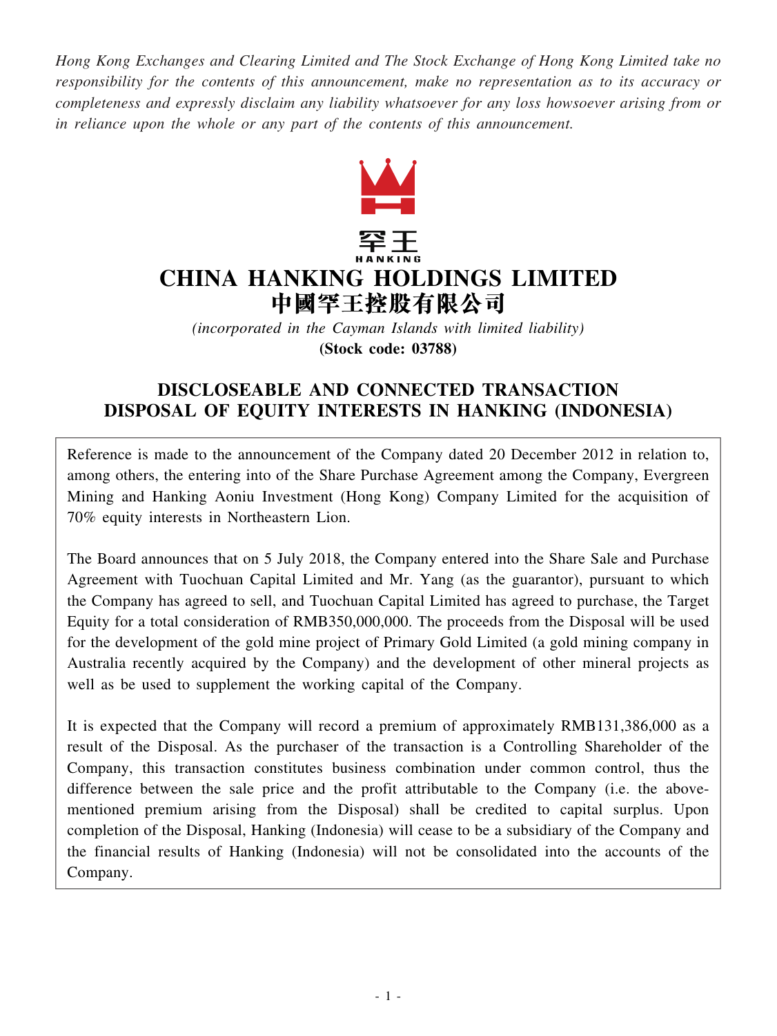*Hong Kong Exchanges and Clearing Limited and The Stock Exchange of Hong Kong Limited take no responsibility for the contents of this announcement, make no representation as to its accuracy or completeness and expressly disclaim any liability whatsoever for any loss howsoever arising from or in reliance upon the whole or any part of the contents of this announcement.*

罕王
HANKING

# CHINA HANKING HOLDINGS LIMITED
# 中國罕王控股有限公司

*(incorporated in the Cayman Islands with limited liability)*
**(Stock code: 03788)**

## DISCLOSEABLE AND CONNECTED TRANSACTION DISPOSAL OF EQUITY INTERESTS IN HANKING (INDONESIA)

Reference is made to the announcement of the Company dated 20 December 2012 in relation to, among others, the entering into of the Share Purchase Agreement among the Company, Evergreen Mining and Hanking Aoniu Investment (Hong Kong) Company Limited for the acquisition of 70% equity interests in Northeastern Lion.

The Board announces that on 5 July 2018, the Company entered into the Share Sale and Purchase Agreement with Tuochuan Capital Limited and Mr. Yang (as the guarantor), pursuant to which the Company has agreed to sell, and Tuochuan Capital Limited has agreed to purchase, the Target Equity for a total consideration of RMB350,000,000. The proceeds from the Disposal will be used for the development of the gold mine project of Primary Gold Limited (a gold mining company in Australia recently acquired by the Company) and the development of other mineral projects as well as be used to supplement the working capital of the Company.

It is expected that the Company will record a premium of approximately RMB131,386,000 as a result of the Disposal. As the purchaser of the transaction is a Controlling Shareholder of the Company, this transaction constitutes business combination under common control, thus the difference between the sale price and the profit attributable to the Company (i.e. the above-mentioned premium arising from the Disposal) shall be credited to capital surplus. Upon completion of the Disposal, Hanking (Indonesia) will cease to be a subsidiary of the Company and the financial results of Hanking (Indonesia) will not be consolidated into the accounts of the Company.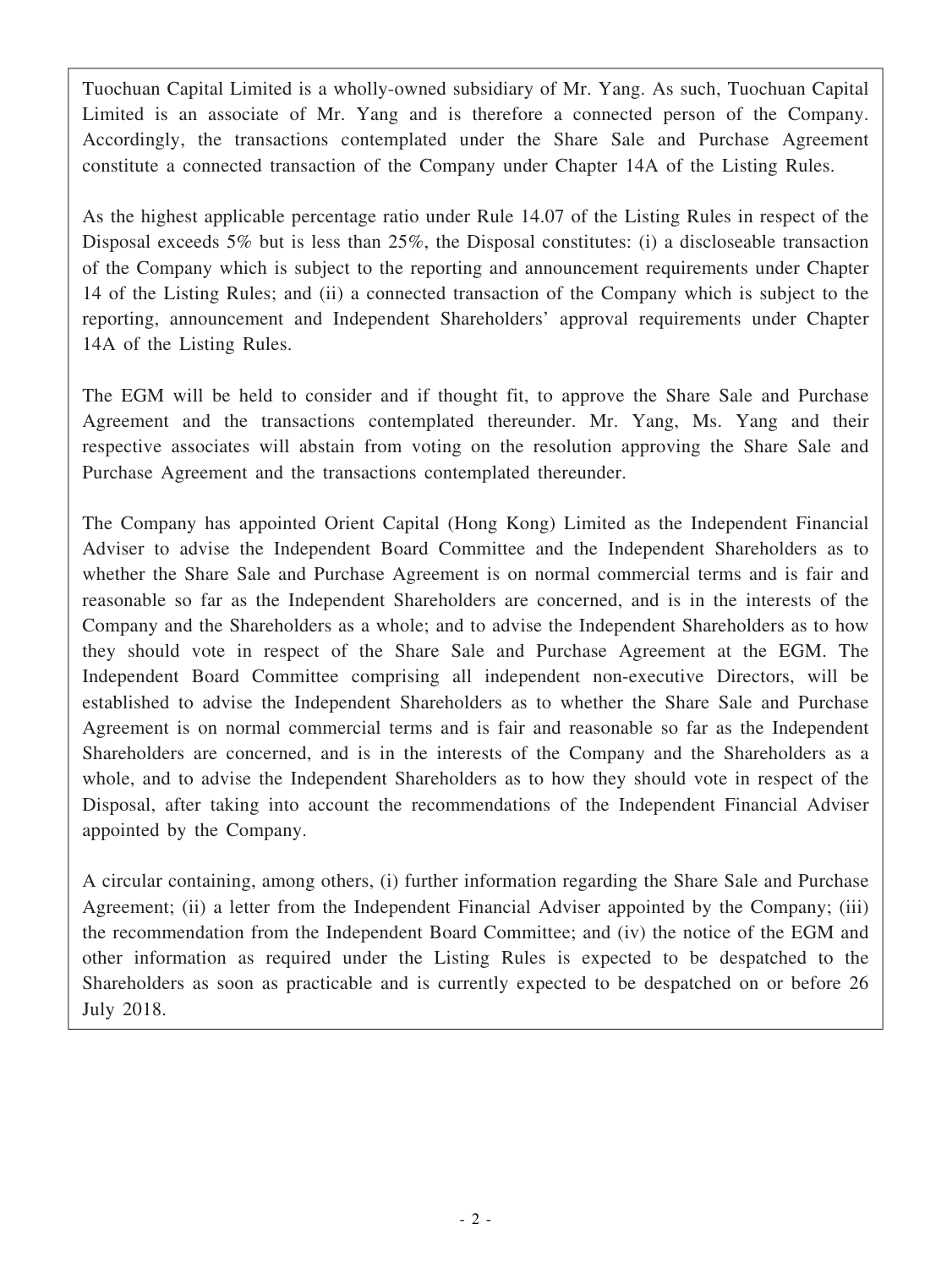Tuochuan Capital Limited is a wholly-owned subsidiary of Mr. Yang. As such, Tuochuan Capital Limited is an associate of Mr. Yang and is therefore a connected person of the Company. Accordingly, the transactions contemplated under the Share Sale and Purchase Agreement constitute a connected transaction of the Company under Chapter 14A of the Listing Rules.

As the highest applicable percentage ratio under Rule 14.07 of the Listing Rules in respect of the Disposal exceeds 5% but is less than 25%, the Disposal constitutes: (i) a discloseable transaction of the Company which is subject to the reporting and announcement requirements under Chapter 14 of the Listing Rules; and (ii) a connected transaction of the Company which is subject to the reporting, announcement and Independent Shareholders' approval requirements under Chapter 14A of the Listing Rules.

The EGM will be held to consider and if thought fit, to approve the Share Sale and Purchase Agreement and the transactions contemplated thereunder. Mr. Yang, Ms. Yang and their respective associates will abstain from voting on the resolution approving the Share Sale and Purchase Agreement and the transactions contemplated thereunder.

The Company has appointed Orient Capital (Hong Kong) Limited as the Independent Financial Adviser to advise the Independent Board Committee and the Independent Shareholders as to whether the Share Sale and Purchase Agreement is on normal commercial terms and is fair and reasonable so far as the Independent Shareholders are concerned, and is in the interests of the Company and the Shareholders as a whole; and to advise the Independent Shareholders as to how they should vote in respect of the Share Sale and Purchase Agreement at the EGM. The Independent Board Committee comprising all independent non-executive Directors, will be established to advise the Independent Shareholders as to whether the Share Sale and Purchase Agreement is on normal commercial terms and is fair and reasonable so far as the Independent Shareholders are concerned, and is in the interests of the Company and the Shareholders as a whole, and to advise the Independent Shareholders as to how they should vote in respect of the Disposal, after taking into account the recommendations of the Independent Financial Adviser appointed by the Company.

A circular containing, among others, (i) further information regarding the Share Sale and Purchase Agreement; (ii) a letter from the Independent Financial Adviser appointed by the Company; (iii) the recommendation from the Independent Board Committee; and (iv) the notice of the EGM and other information as required under the Listing Rules is expected to be despatched to the Shareholders as soon as practicable and is currently expected to be despatched on or before 26 July 2018.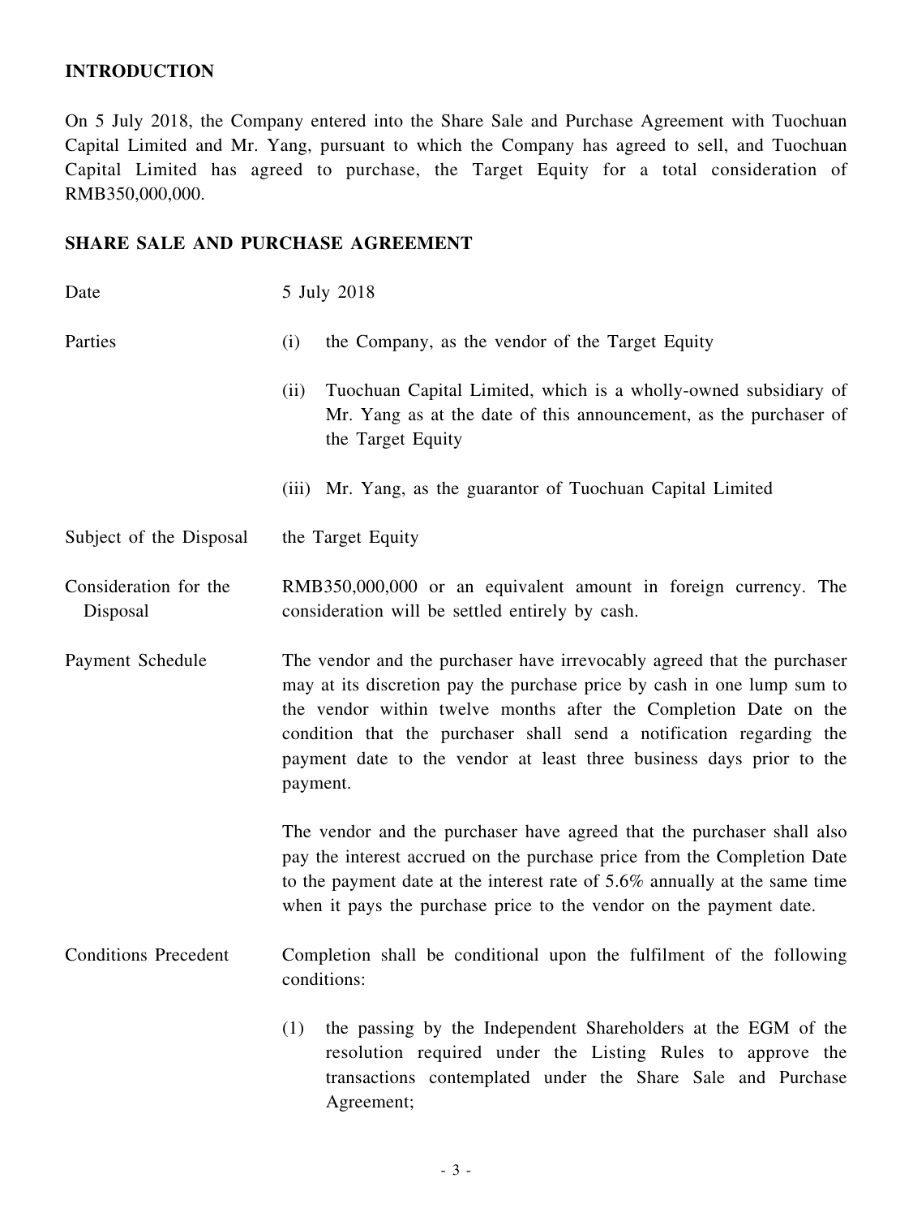## INTRODUCTION

On 5 July 2018, the Company entered into the Share Sale and Purchase Agreement with Tuochuan Capital Limited and Mr. Yang, pursuant to which the Company has agreed to sell, and Tuochuan Capital Limited has agreed to purchase, the Target Equity for a total consideration of RMB350,000,000.

## SHARE SALE AND PURCHASE AGREEMENT

**Date**

5 July 2018

**Parties**

(i) the Company, as the vendor of the Target Equity

(ii) Tuochuan Capital Limited, which is a wholly-owned subsidiary of Mr. Yang as at the date of this announcement, as the purchaser of the Target Equity

(iii) Mr. Yang, as the guarantor of Tuochuan Capital Limited

**Subject of the Disposal**

the Target Equity

**Consideration for the Disposal**

RMB350,000,000 or an equivalent amount in foreign currency. The consideration will be settled entirely by cash.

**Payment Schedule**

The vendor and the purchaser have irrevocably agreed that the purchaser may at its discretion pay the purchase price by cash in one lump sum to the vendor within twelve months after the Completion Date on the condition that the purchaser shall send a notification regarding the payment date to the vendor at least three business days prior to the payment.

The vendor and the purchaser have agreed that the purchaser shall also pay the interest accrued on the purchase price from the Completion Date to the payment date at the interest rate of 5.6% annually at the same time when it pays the purchase price to the vendor on the payment date.

**Conditions Precedent**

Completion shall be conditional upon the fulfilment of the following conditions:

(1) the passing by the Independent Shareholders at the EGM of the resolution required under the Listing Rules to approve the transactions contemplated under the Share Sale and Purchase Agreement;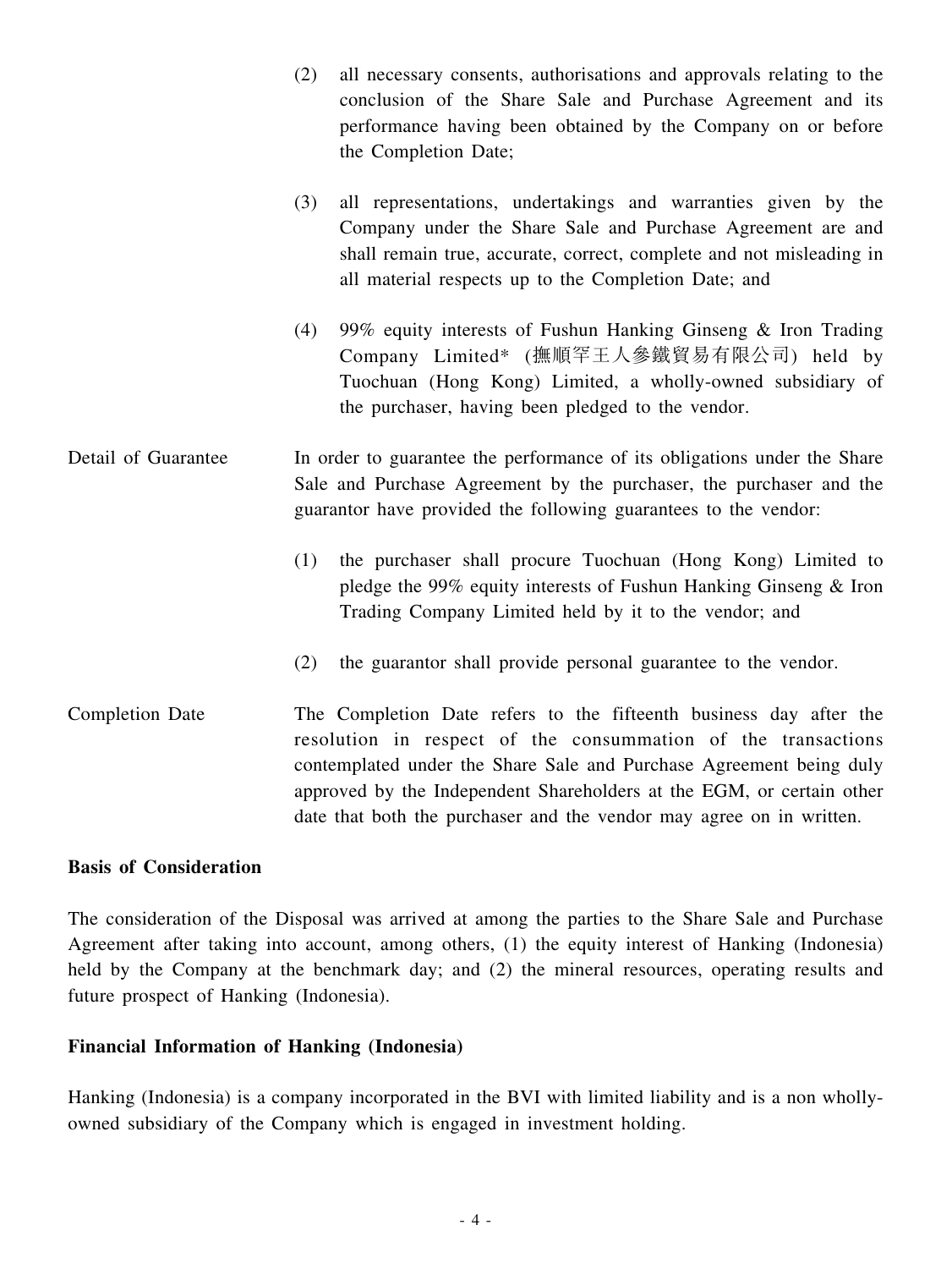(2) all necessary consents, authorisations and approvals relating to the conclusion of the Share Sale and Purchase Agreement and its performance having been obtained by the Company on or before the Completion Date;

(3) all representations, undertakings and warranties given by the Company under the Share Sale and Purchase Agreement are and shall remain true, accurate, correct, complete and not misleading in all material respects up to the Completion Date; and

(4) 99% equity interests of Fushun Hanking Ginseng & Iron Trading Company Limited* (撫順罕王人參鐵貿易有限公司) held by Tuochuan (Hong Kong) Limited, a wholly-owned subsidiary of the purchaser, having been pledged to the vendor.

Detail of Guarantee

In order to guarantee the performance of its obligations under the Share Sale and Purchase Agreement by the purchaser, the purchaser and the guarantor have provided the following guarantees to the vendor:

(1) the purchaser shall procure Tuochuan (Hong Kong) Limited to pledge the 99% equity interests of Fushun Hanking Ginseng & Iron Trading Company Limited held by it to the vendor; and

(2) the guarantor shall provide personal guarantee to the vendor.

Completion Date

The Completion Date refers to the fifteenth business day after the resolution in respect of the consummation of the transactions contemplated under the Share Sale and Purchase Agreement being duly approved by the Independent Shareholders at the EGM, or certain other date that both the purchaser and the vendor may agree on in written.

**Basis of Consideration**

The consideration of the Disposal was arrived at among the parties to the Share Sale and Purchase Agreement after taking into account, among others, (1) the equity interest of Hanking (Indonesia) held by the Company at the benchmark day; and (2) the mineral resources, operating results and future prospect of Hanking (Indonesia).

**Financial Information of Hanking (Indonesia)**

Hanking (Indonesia) is a company incorporated in the BVI with limited liability and is a non wholly-owned subsidiary of the Company which is engaged in investment holding.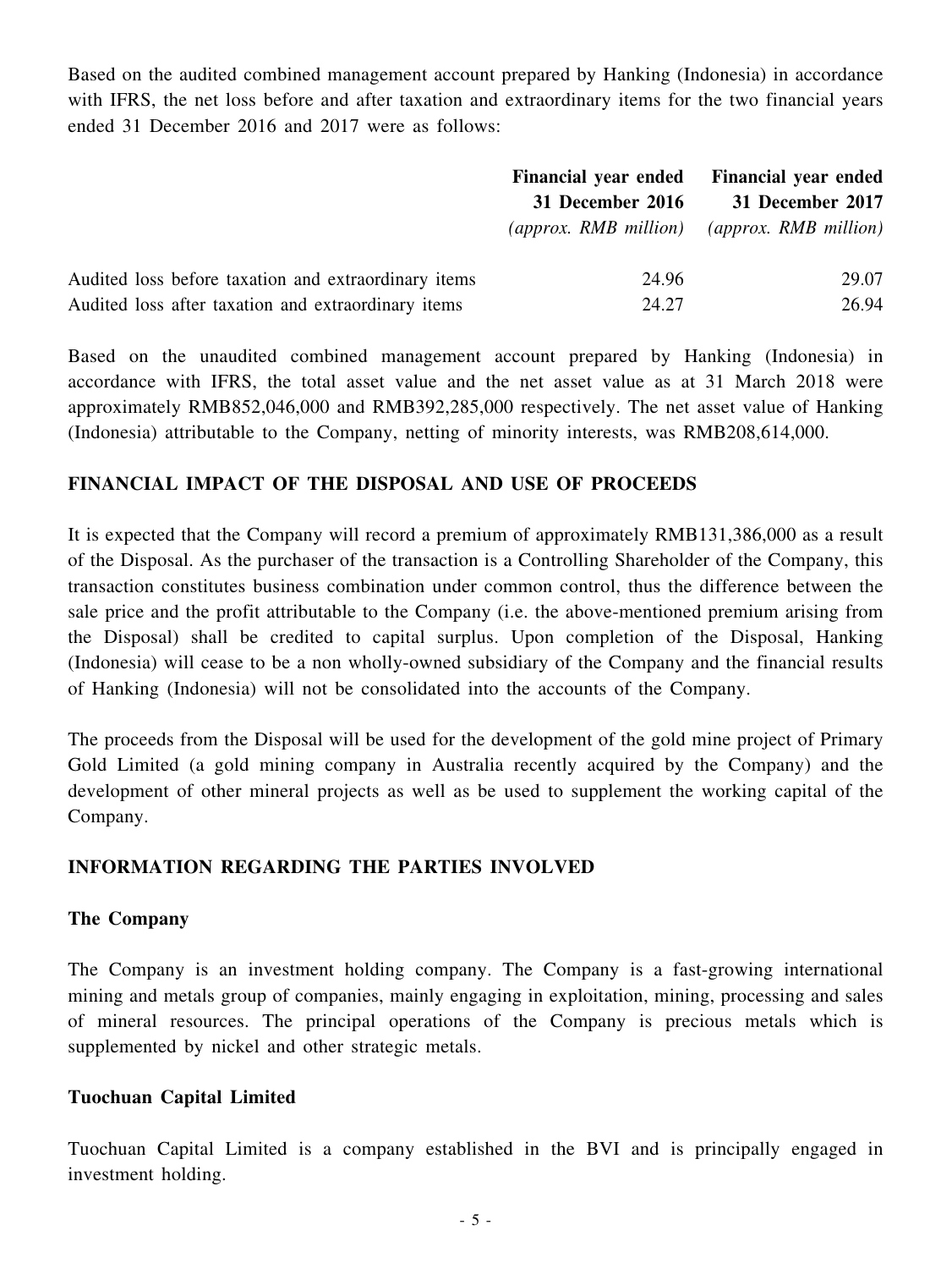Based on the audited combined management account prepared by Hanking (Indonesia) in accordance with IFRS, the net loss before and after taxation and extraordinary items for the two financial years ended 31 December 2016 and 2017 were as follows:

| | **Financial year ended 31 December 2016** *(approx. RMB million)* | **Financial year ended 31 December 2017** *(approx. RMB million)* |
|---|---|---|
| Audited loss before taxation and extraordinary items | 24.96 | 29.07 |
| Audited loss after taxation and extraordinary items | 24.27 | 26.94 |

Based on the unaudited combined management account prepared by Hanking (Indonesia) in accordance with IFRS, the total asset value and the net asset value as at 31 March 2018 were approximately RMB852,046,000 and RMB392,285,000 respectively. The net asset value of Hanking (Indonesia) attributable to the Company, netting of minority interests, was RMB208,614,000.

## FINANCIAL IMPACT OF THE DISPOSAL AND USE OF PROCEEDS

It is expected that the Company will record a premium of approximately RMB131,386,000 as a result of the Disposal. As the purchaser of the transaction is a Controlling Shareholder of the Company, this transaction constitutes business combination under common control, thus the difference between the sale price and the profit attributable to the Company (i.e. the above-mentioned premium arising from the Disposal) shall be credited to capital surplus. Upon completion of the Disposal, Hanking (Indonesia) will cease to be a non wholly-owned subsidiary of the Company and the financial results of Hanking (Indonesia) will not be consolidated into the accounts of the Company.

The proceeds from the Disposal will be used for the development of the gold mine project of Primary Gold Limited (a gold mining company in Australia recently acquired by the Company) and the development of other mineral projects as well as be used to supplement the working capital of the Company.

## INFORMATION REGARDING THE PARTIES INVOLVED

### The Company

The Company is an investment holding company. The Company is a fast-growing international mining and metals group of companies, mainly engaging in exploitation, mining, processing and sales of mineral resources. The principal operations of the Company is precious metals which is supplemented by nickel and other strategic metals.

### Tuochuan Capital Limited

Tuochuan Capital Limited is a company established in the BVI and is principally engaged in investment holding.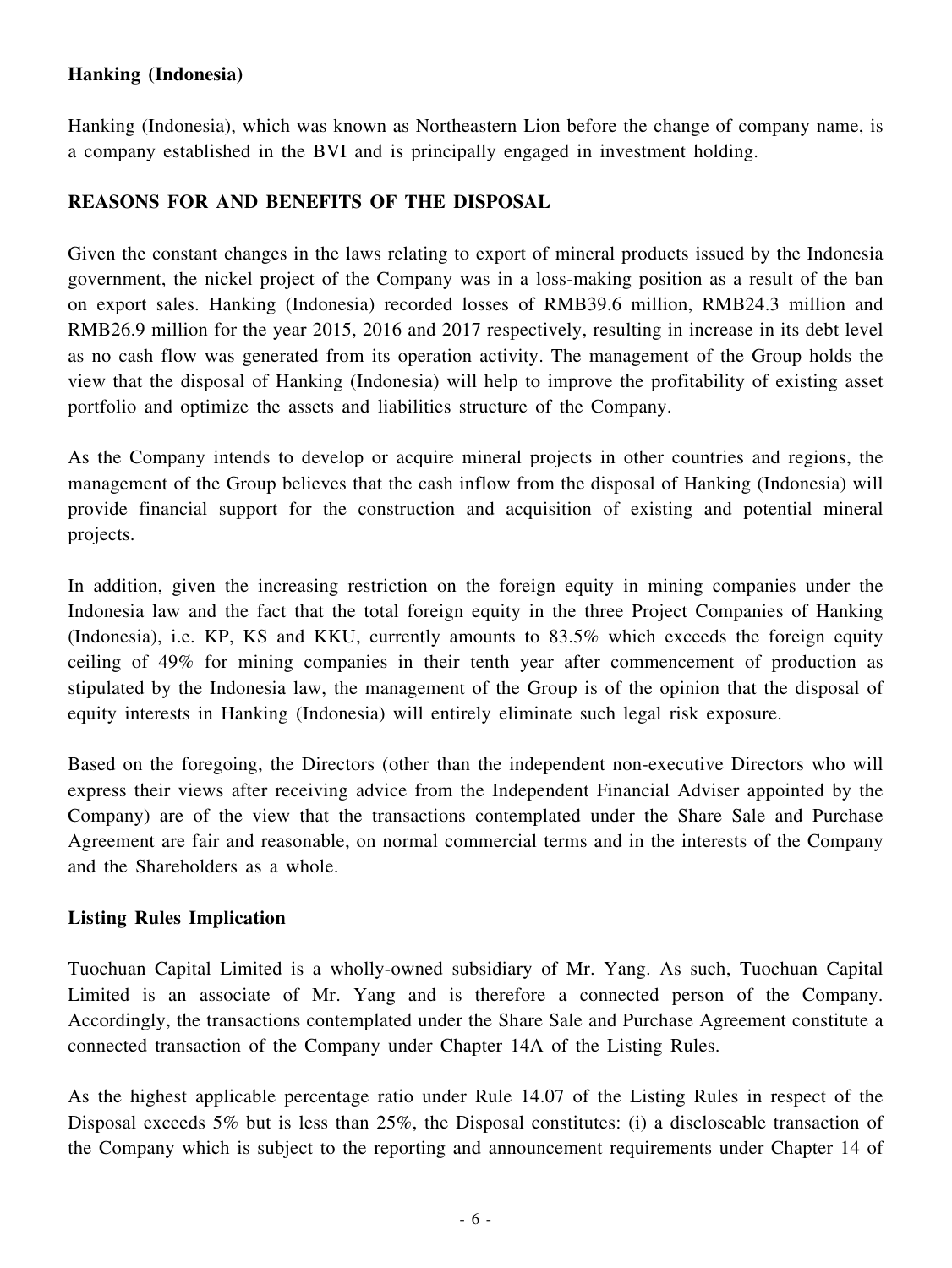**Hanking (Indonesia)**

Hanking (Indonesia), which was known as Northeastern Lion before the change of company name, is a company established in the BVI and is principally engaged in investment holding.

## REASONS FOR AND BENEFITS OF THE DISPOSAL

Given the constant changes in the laws relating to export of mineral products issued by the Indonesia government, the nickel project of the Company was in a loss-making position as a result of the ban on export sales. Hanking (Indonesia) recorded losses of RMB39.6 million, RMB24.3 million and RMB26.9 million for the year 2015, 2016 and 2017 respectively, resulting in increase in its debt level as no cash flow was generated from its operation activity. The management of the Group holds the view that the disposal of Hanking (Indonesia) will help to improve the profitability of existing asset portfolio and optimize the assets and liabilities structure of the Company.

As the Company intends to develop or acquire mineral projects in other countries and regions, the management of the Group believes that the cash inflow from the disposal of Hanking (Indonesia) will provide financial support for the construction and acquisition of existing and potential mineral projects.

In addition, given the increasing restriction on the foreign equity in mining companies under the Indonesia law and the fact that the total foreign equity in the three Project Companies of Hanking (Indonesia), i.e. KP, KS and KKU, currently amounts to 83.5% which exceeds the foreign equity ceiling of 49% for mining companies in their tenth year after commencement of production as stipulated by the Indonesia law, the management of the Group is of the opinion that the disposal of equity interests in Hanking (Indonesia) will entirely eliminate such legal risk exposure.

Based on the foregoing, the Directors (other than the independent non-executive Directors who will express their views after receiving advice from the Independent Financial Adviser appointed by the Company) are of the view that the transactions contemplated under the Share Sale and Purchase Agreement are fair and reasonable, on normal commercial terms and in the interests of the Company and the Shareholders as a whole.

**Listing Rules Implication**

Tuochuan Capital Limited is a wholly-owned subsidiary of Mr. Yang. As such, Tuochuan Capital Limited is an associate of Mr. Yang and is therefore a connected person of the Company. Accordingly, the transactions contemplated under the Share Sale and Purchase Agreement constitute a connected transaction of the Company under Chapter 14A of the Listing Rules.

As the highest applicable percentage ratio under Rule 14.07 of the Listing Rules in respect of the Disposal exceeds 5% but is less than 25%, the Disposal constitutes: (i) a discloseable transaction of the Company which is subject to the reporting and announcement requirements under Chapter 14 of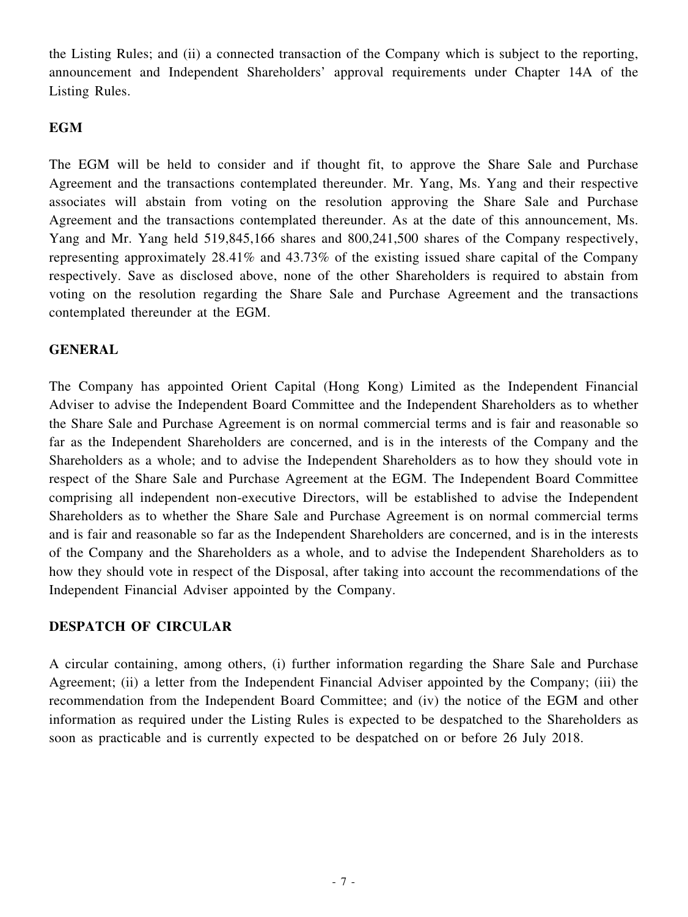the Listing Rules; and (ii) a connected transaction of the Company which is subject to the reporting, announcement and Independent Shareholders' approval requirements under Chapter 14A of the Listing Rules.

## EGM

The EGM will be held to consider and if thought fit, to approve the Share Sale and Purchase Agreement and the transactions contemplated thereunder. Mr. Yang, Ms. Yang and their respective associates will abstain from voting on the resolution approving the Share Sale and Purchase Agreement and the transactions contemplated thereunder. As at the date of this announcement, Ms. Yang and Mr. Yang held 519,845,166 shares and 800,241,500 shares of the Company respectively, representing approximately 28.41% and 43.73% of the existing issued share capital of the Company respectively. Save as disclosed above, none of the other Shareholders is required to abstain from voting on the resolution regarding the Share Sale and Purchase Agreement and the transactions contemplated thereunder at the EGM.

## GENERAL

The Company has appointed Orient Capital (Hong Kong) Limited as the Independent Financial Adviser to advise the Independent Board Committee and the Independent Shareholders as to whether the Share Sale and Purchase Agreement is on normal commercial terms and is fair and reasonable so far as the Independent Shareholders are concerned, and is in the interests of the Company and the Shareholders as a whole; and to advise the Independent Shareholders as to how they should vote in respect of the Share Sale and Purchase Agreement at the EGM. The Independent Board Committee comprising all independent non-executive Directors, will be established to advise the Independent Shareholders as to whether the Share Sale and Purchase Agreement is on normal commercial terms and is fair and reasonable so far as the Independent Shareholders are concerned, and is in the interests of the Company and the Shareholders as a whole, and to advise the Independent Shareholders as to how they should vote in respect of the Disposal, after taking into account the recommendations of the Independent Financial Adviser appointed by the Company.

## DESPATCH OF CIRCULAR

A circular containing, among others, (i) further information regarding the Share Sale and Purchase Agreement; (ii) a letter from the Independent Financial Adviser appointed by the Company; (iii) the recommendation from the Independent Board Committee; and (iv) the notice of the EGM and other information as required under the Listing Rules is expected to be despatched to the Shareholders as soon as practicable and is currently expected to be despatched on or before 26 July 2018.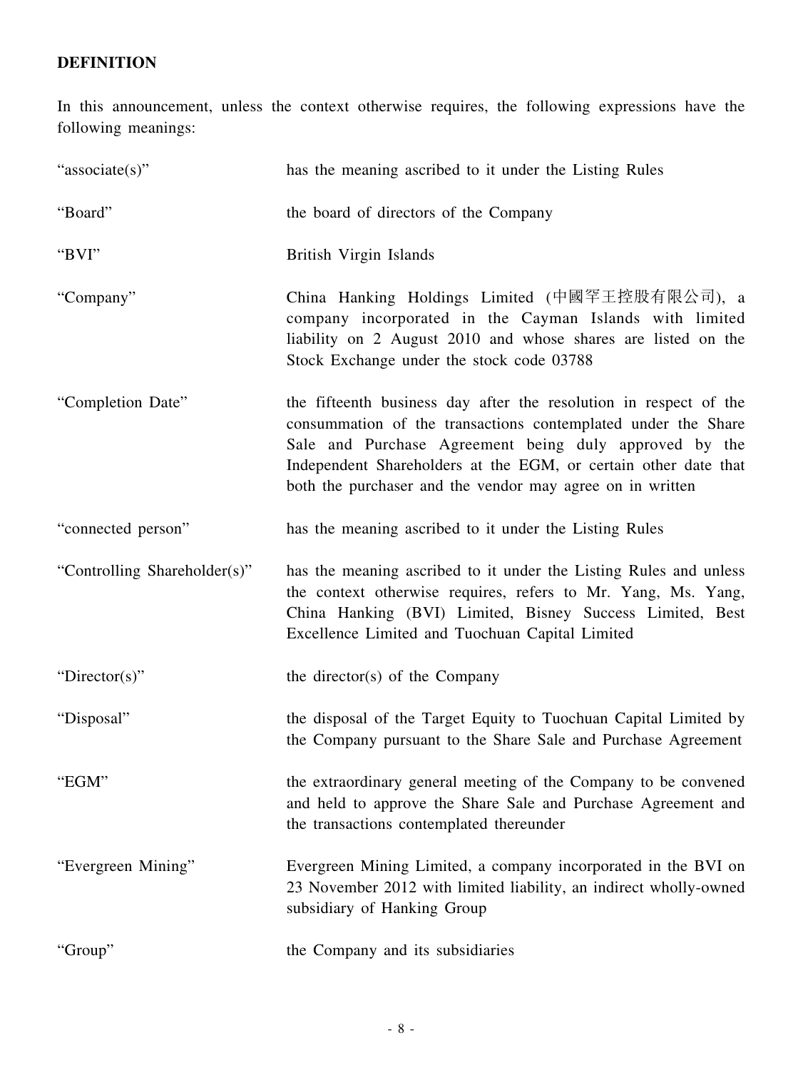# DEFINITION

In this announcement, unless the context otherwise requires, the following expressions have the following meanings:

| | |
|---|---|
| "associate(s)" | has the meaning ascribed to it under the Listing Rules |
| "Board" | the board of directors of the Company |
| "BVI" | British Virgin Islands |
| "Company" | China Hanking Holdings Limited (中國罕王控股有限公司), a company incorporated in the Cayman Islands with limited liability on 2 August 2010 and whose shares are listed on the Stock Exchange under the stock code 03788 |
| "Completion Date" | the fifteenth business day after the resolution in respect of the consummation of the transactions contemplated under the Share Sale and Purchase Agreement being duly approved by the Independent Shareholders at the EGM, or certain other date that both the purchaser and the vendor may agree on in written |
| "connected person" | has the meaning ascribed to it under the Listing Rules |
| "Controlling Shareholder(s)" | has the meaning ascribed to it under the Listing Rules and unless the context otherwise requires, refers to Mr. Yang, Ms. Yang, China Hanking (BVI) Limited, Bisney Success Limited, Best Excellence Limited and Tuochuan Capital Limited |
| "Director(s)" | the director(s) of the Company |
| "Disposal" | the disposal of the Target Equity to Tuochuan Capital Limited by the Company pursuant to the Share Sale and Purchase Agreement |
| "EGM" | the extraordinary general meeting of the Company to be convened and held to approve the Share Sale and Purchase Agreement and the transactions contemplated thereunder |
| "Evergreen Mining" | Evergreen Mining Limited, a company incorporated in the BVI on 23 November 2012 with limited liability, an indirect wholly-owned subsidiary of Hanking Group |
| "Group" | the Company and its subsidiaries |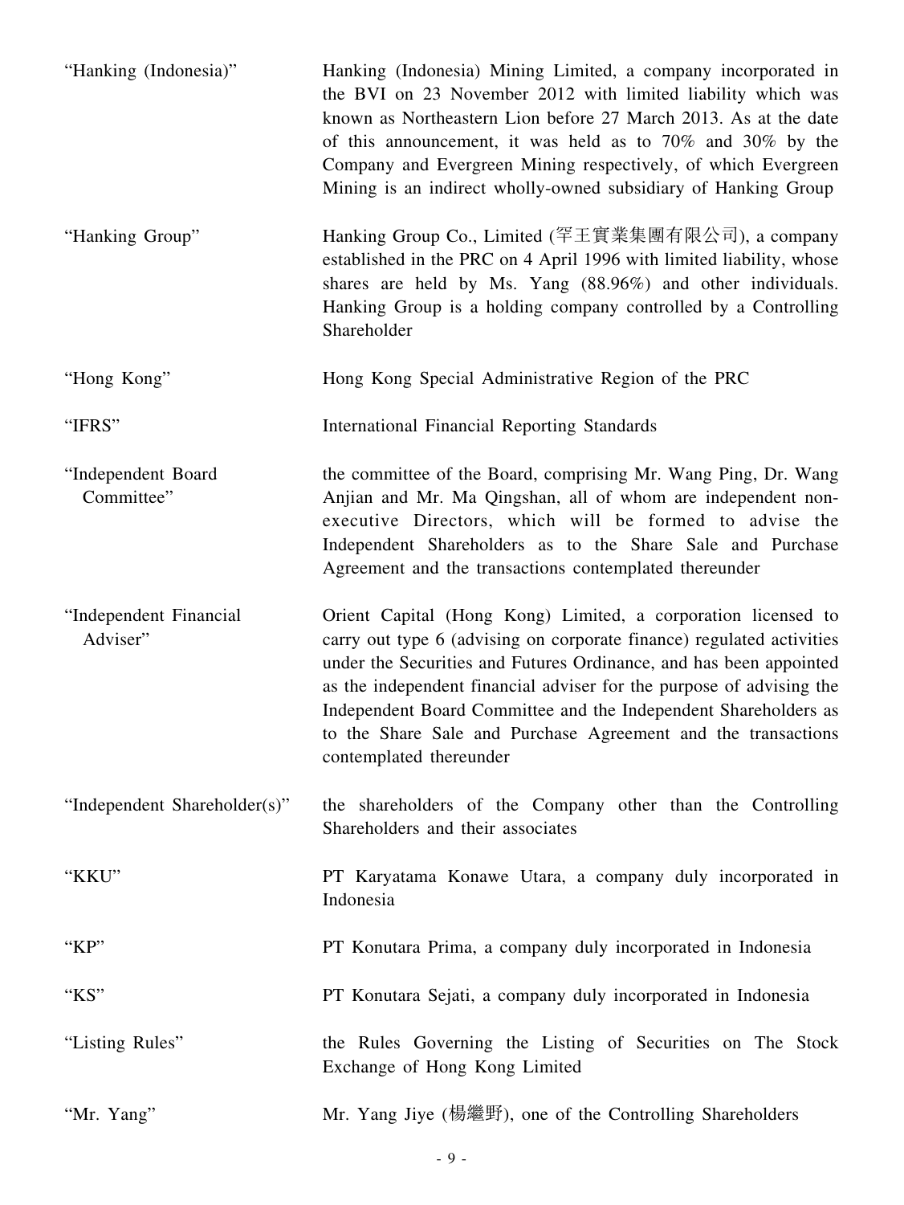| | |
|---|---|
| "Hanking (Indonesia)" | Hanking (Indonesia) Mining Limited, a company incorporated in the BVI on 23 November 2012 with limited liability which was known as Northeastern Lion before 27 March 2013. As at the date of this announcement, it was held as to 70% and 30% by the Company and Evergreen Mining respectively, of which Evergreen Mining is an indirect wholly-owned subsidiary of Hanking Group |
| "Hanking Group" | Hanking Group Co., Limited (罕王實業集團有限公司), a company established in the PRC on 4 April 1996 with limited liability, whose shares are held by Ms. Yang (88.96%) and other individuals. Hanking Group is a holding company controlled by a Controlling Shareholder |
| "Hong Kong" | Hong Kong Special Administrative Region of the PRC |
| "IFRS" | International Financial Reporting Standards |
| "Independent Board Committee" | the committee of the Board, comprising Mr. Wang Ping, Dr. Wang Anjian and Mr. Ma Qingshan, all of whom are independent non-executive Directors, which will be formed to advise the Independent Shareholders as to the Share Sale and Purchase Agreement and the transactions contemplated thereunder |
| "Independent Financial Adviser" | Orient Capital (Hong Kong) Limited, a corporation licensed to carry out type 6 (advising on corporate finance) regulated activities under the Securities and Futures Ordinance, and has been appointed as the independent financial adviser for the purpose of advising the Independent Board Committee and the Independent Shareholders as to the Share Sale and Purchase Agreement and the transactions contemplated thereunder |
| "Independent Shareholder(s)" | the shareholders of the Company other than the Controlling Shareholders and their associates |
| "KKU" | PT Karyatama Konawe Utara, a company duly incorporated in Indonesia |
| "KP" | PT Konutara Prima, a company duly incorporated in Indonesia |
| "KS" | PT Konutara Sejati, a company duly incorporated in Indonesia |
| "Listing Rules" | the Rules Governing the Listing of Securities on The Stock Exchange of Hong Kong Limited |
| "Mr. Yang" | Mr. Yang Jiye (楊繼野), one of the Controlling Shareholders |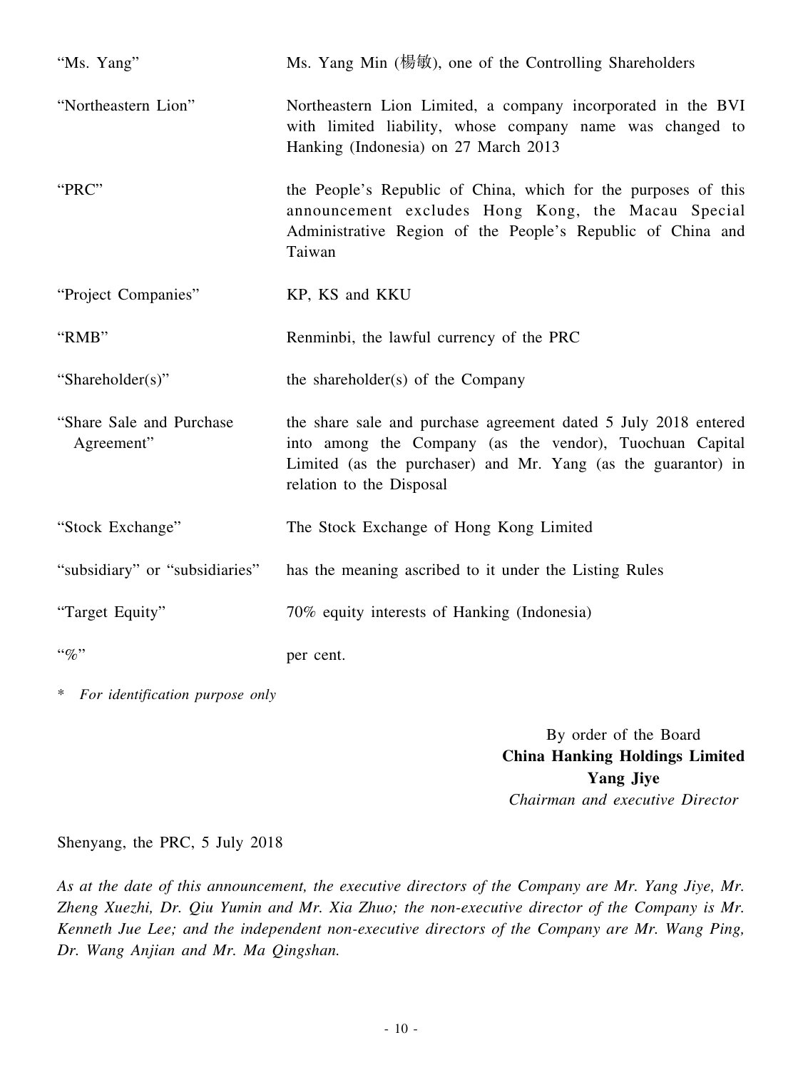| | |
|---|---|
| "Ms. Yang" | Ms. Yang Min (楊敏), one of the Controlling Shareholders |
| "Northeastern Lion" | Northeastern Lion Limited, a company incorporated in the BVI with limited liability, whose company name was changed to Hanking (Indonesia) on 27 March 2013 |
| "PRC" | the People's Republic of China, which for the purposes of this announcement excludes Hong Kong, the Macau Special Administrative Region of the People's Republic of China and Taiwan |
| "Project Companies" | KP, KS and KKU |
| "RMB" | Renminbi, the lawful currency of the PRC |
| "Shareholder(s)" | the shareholder(s) of the Company |
| "Share Sale and Purchase Agreement" | the share sale and purchase agreement dated 5 July 2018 entered into among the Company (as the vendor), Tuochuan Capital Limited (as the purchaser) and Mr. Yang (as the guarantor) in relation to the Disposal |
| "Stock Exchange" | The Stock Exchange of Hong Kong Limited |
| "subsidiary" or "subsidiaries" | has the meaning ascribed to it under the Listing Rules |
| "Target Equity" | 70% equity interests of Hanking (Indonesia) |
| "%" | per cent. |

\* *For identification purpose only*

By order of the Board
**China Hanking Holdings Limited**
**Yang Jiye**
*Chairman and executive Director*

Shenyang, the PRC, 5 July 2018

*As at the date of this announcement, the executive directors of the Company are Mr. Yang Jiye, Mr. Zheng Xuezhi, Dr. Qiu Yumin and Mr. Xia Zhuo; the non-executive director of the Company is Mr. Kenneth Jue Lee; and the independent non-executive directors of the Company are Mr. Wang Ping, Dr. Wang Anjian and Mr. Ma Qingshan.*